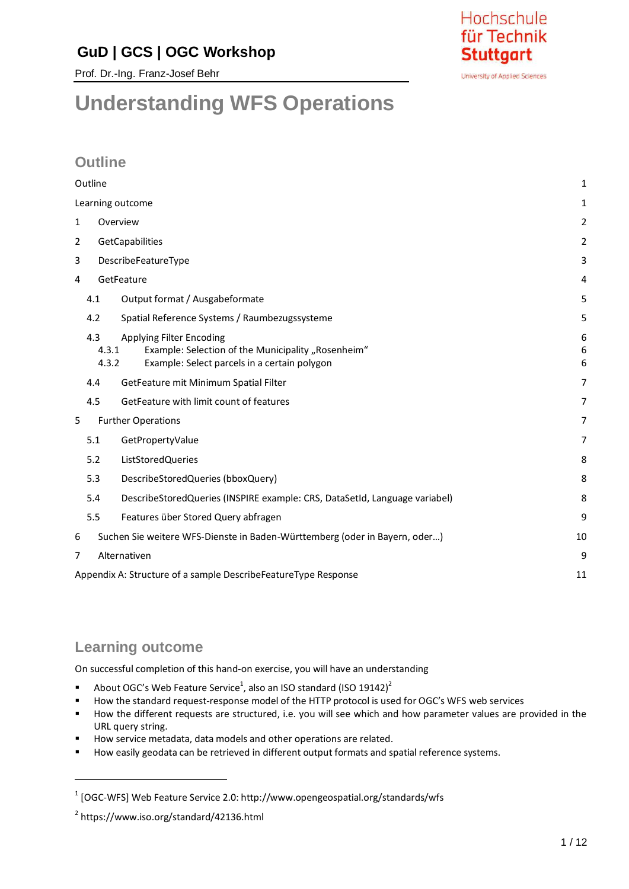**GuD | GCS | OGC Workshop**

Prof. Dr.-Ing. Franz-Josef Behr

Hochschule für Technik Stuttgart
University of Applied Sciences

# Understanding WFS Operations

## Outline

| | |
|---|---|
| Outline | 1 |
| Learning outcome | 1 |
| 1 Overview | 2 |
| 2 GetCapabilities | 2 |
| 3 DescribeFeatureType | 3 |
| 4 GetFeature | 4 |
| 4.1 Output format / Ausgabeformate | 5 |
| 4.2 Spatial Reference Systems / Raumbezugssysteme | 5 |
| 4.3 Applying Filter Encoding | 6 |
| 4.3.1 Example: Selection of the Municipality „Rosenheim“ | 6 |
| 4.3.2 Example: Select parcels in a certain polygon | 6 |
| 4.4 GetFeature mit Minimum Spatial Filter | 7 |
| 4.5 GetFeature with limit count of features | 7 |
| 5 Further Operations | 7 |
| 5.1 GetPropertyValue | 7 |
| 5.2 ListStoredQueries | 8 |
| 5.3 DescribeStoredQueries (bboxQuery) | 8 |
| 5.4 DescribeStoredQueries (INSPIRE example: CRS, DataSetId, Language variabel) | 8 |
| 5.5 Features über Stored Query abfragen | 9 |
| 6 Suchen Sie weitere WFS-Dienste in Baden-Württemberg (oder in Bayern, oder…) | 10 |
| 7 Alternativen | 9 |
| Appendix A: Structure of a sample DescribeFeatureType Response | 11 |

## Learning outcome

On successful completion of this hand-on exercise, you will have an understanding

- About OGC's Web Feature Service[1], also an ISO standard (ISO 19142)[2]
- How the standard request-response model of the HTTP protocol is used for OGC's WFS web services
- How the different requests are structured, i.e. you will see which and how parameter values are provided in the URL query string.
- How service metadata, data models and other operations are related.
- How easily geodata can be retrieved in different output formats and spatial reference systems.

---

[1] [OGC-WFS] Web Feature Service 2.0: http://www.opengeospatial.org/standards/wfs

[2] https://www.iso.org/standard/42136.html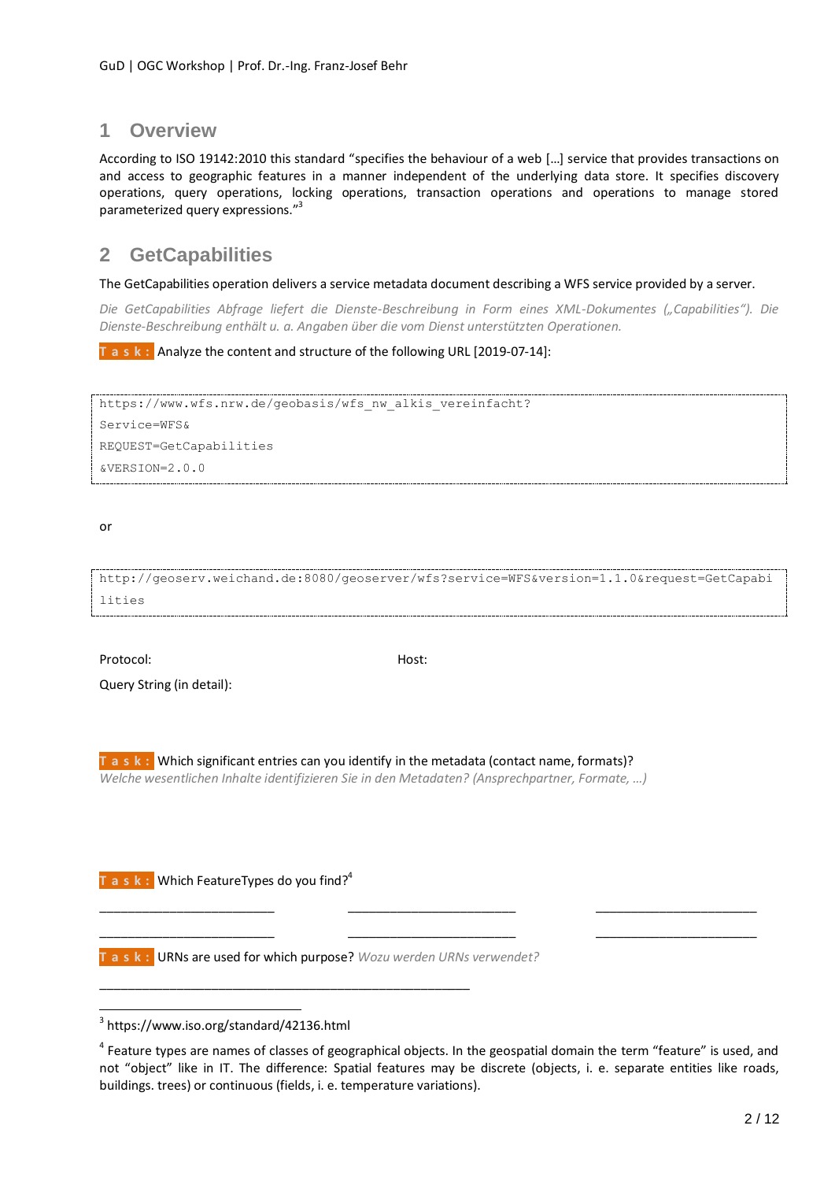# 1 Overview

According to ISO 19142:2010 this standard "specifies the behaviour of a web […] service that provides transactions on and access to geographic features in a manner independent of the underlying data store. It specifies discovery operations, query operations, locking operations, transaction operations and operations to manage stored parameterized query expressions."[3]

# 2 GetCapabilities

The GetCapabilities operation delivers a service metadata document describing a WFS service provided by a server.

*Die GetCapabilities Abfrage liefert die Dienste-Beschreibung in Form eines XML-Dokumentes („Capabilities"). Die Dienste-Beschreibung enthält u. a. Angaben über die vom Dienst unterstützten Operationen.*

**Task:** Analyze the content and structure of the following URL [2019-07-14]:

```
https://www.wfs.nrw.de/geobasis/wfs_nw_alkis_vereinfacht?
Service=WFS&
REQUEST=GetCapabilities
&VERSION=2.0.0
```

or

```
http://geoserv.weichand.de:8080/geoserver/wfs?service=WFS&version=1.1.0&request=GetCapabi
lities
```

Protocol: Host:

Query String (in detail):

**Task:** Which significant entries can you identify in the metadata (contact name, formats)?
*Welche wesentlichen Inhalte identifizieren Sie in den Metadaten? (Ansprechpartner, Formate, …)*

**Task:** Which FeatureTypes do you find?[4]

_________________________ _________________________ _________________________

_________________________ _________________________ _________________________

**Task:** URNs are used for which purpose? *Wozu werden URNs verwendet?*

_____________________________________________________

---

[3] https://www.iso.org/standard/42136.html

[4] Feature types are names of classes of geographical objects. In the geospatial domain the term "feature" is used, and not "object" like in IT. The difference: Spatial features may be discrete (objects, i. e. separate entities like roads, buildings. trees) or continuous (fields, i. e. temperature variations).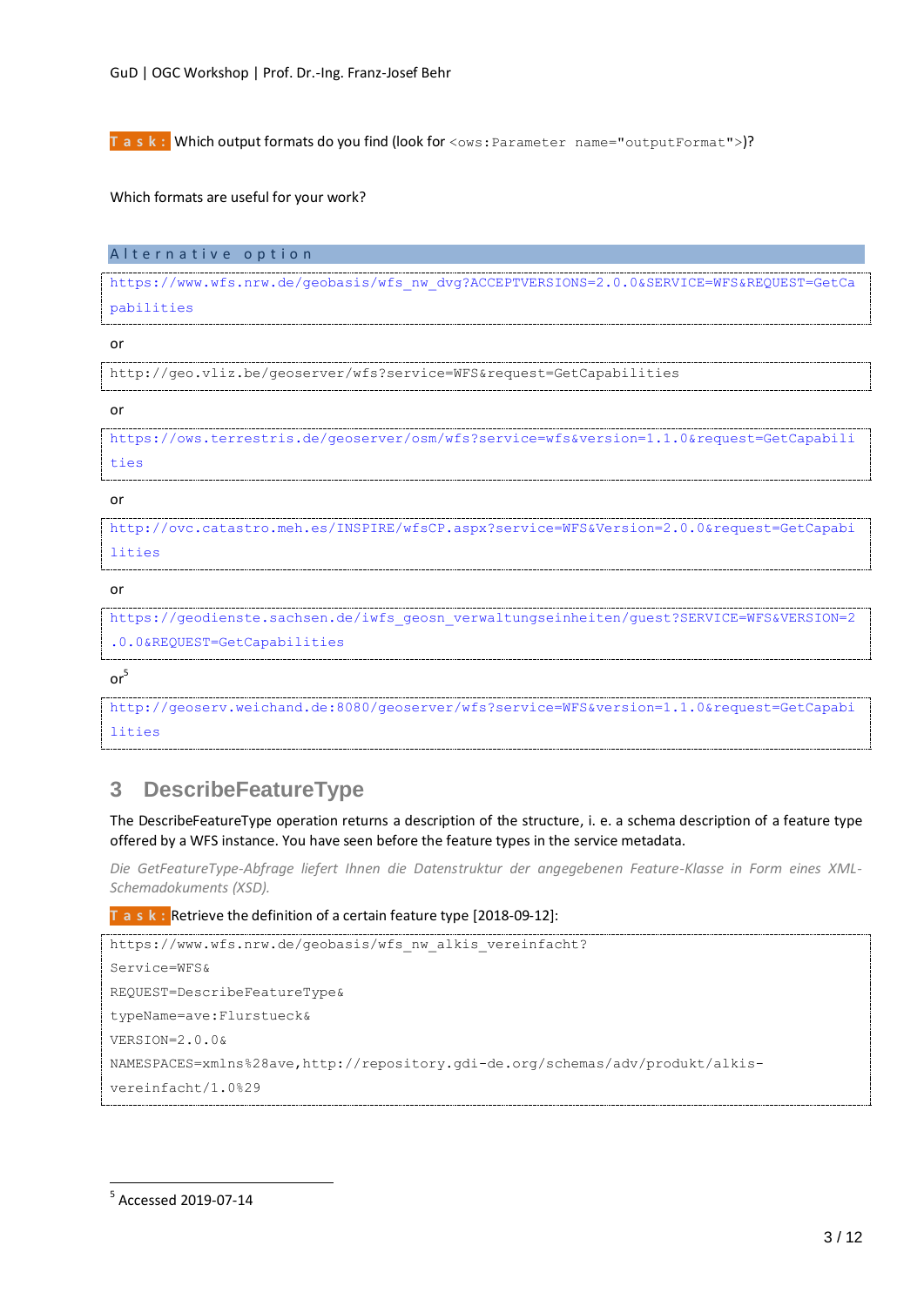**Task:** Which output formats do you find (look for `<ows:Parameter name="outputFormat">`)?

Which formats are useful for your work?

**Alternative option**

```
https://www.wfs.nrw.de/geobasis/wfs_nw_dvg?ACCEPTVERSIONS=2.0.0&SERVICE=WFS&REQUEST=GetCapabilities
```

or

```
http://geo.vliz.be/geoserver/wfs?service=WFS&request=GetCapabilities
```

or

```
https://ows.terrestris.de/geoserver/osm/wfs?service=wfs&version=1.1.0&request=GetCapabilities
```

or

```
http://ovc.catastro.meh.es/INSPIRE/wfsCP.aspx?service=WFS&Version=2.0.0&request=GetCapabilities
```

or

```
https://geodienste.sachsen.de/iwfs_geosn_verwaltungseinheiten/guest?SERVICE=WFS&VERSION=2.0.0&REQUEST=GetCapabilities
```

or[5]

```
http://geoserv.weichand.de:8080/geoserver/wfs?service=WFS&version=1.1.0&request=GetCapabilities
```

## 3 DescribeFeatureType

The DescribeFeatureType operation returns a description of the structure, i. e. a schema description of a feature type offered by a WFS instance. You have seen before the feature types in the service metadata.

*Die GetFeatureType-Abfrage liefert Ihnen die Datenstruktur der angegebenen Feature-Klasse in Form eines XML-Schemadokuments (XSD).*

**Task:** Retrieve the definition of a certain feature type [2018-09-12]:

```
https://www.wfs.nrw.de/geobasis/wfs_nw_alkis_vereinfacht?
Service=WFS&
REQUEST=DescribeFeatureType&
typeName=ave:Flurstueck&
VERSION=2.0.0&
NAMESPACES=xmlns%28ave,http://repository.gdi-de.org/schemas/adv/produkt/alkis-vereinfacht/1.0%29
```

[5] Accessed 2019-07-14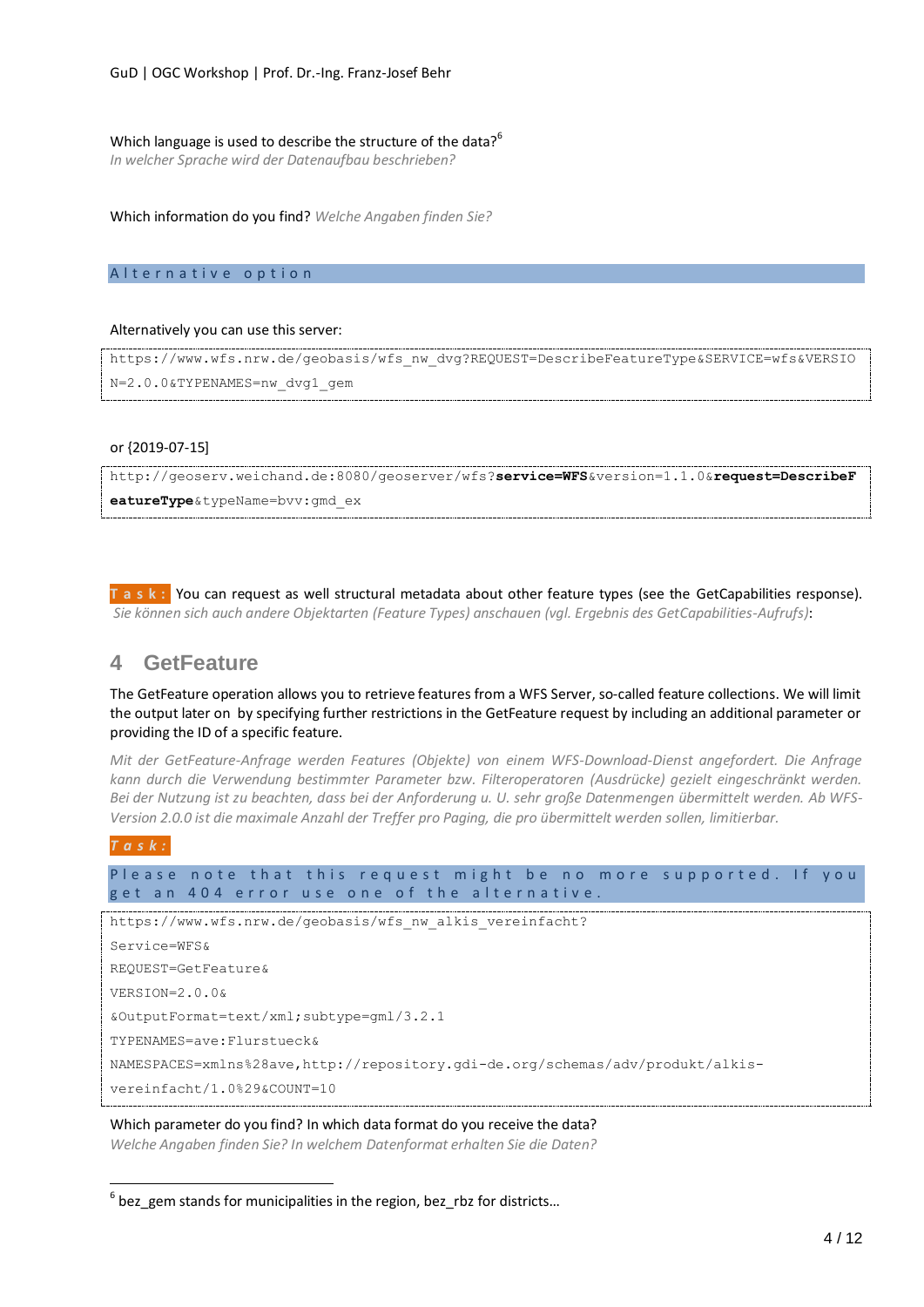Which language is used to describe the structure of the data?[6]
*In welcher Sprache wird der Datenaufbau beschrieben?*

Which information do you find? *Welche Angaben finden Sie?*

**Alternative option**

Alternatively you can use this server:

```
https://www.wfs.nrw.de/geobasis/wfs_nw_dvg?REQUEST=DescribeFeatureType&SERVICE=wfs&VERSION=2.0.0&TYPENAMES=nw_dvg1_gem
```

or {2019-07-15]

```
http://geoserv.weichand.de:8080/geoserver/wfs?service=WFS&version=1.1.0&request=DescribeFeatureType&typeName=bvv:gmd_ex
```

**Task:** You can request as well structural metadata about other feature types (see the GetCapabilities response).
*Sie können sich auch andere Objektarten (Feature Types) anschauen (vgl. Ergebnis des GetCapabilities-Aufrufs)*:

## 4 GetFeature

The GetFeature operation allows you to retrieve features from a WFS Server, so-called feature collections. We will limit the output later on by specifying further restrictions in the GetFeature request by including an additional parameter or providing the ID of a specific feature.

*Mit der GetFeature-Anfrage werden Features (Objekte) von einem WFS-Download-Dienst angefordert. Die Anfrage kann durch die Verwendung bestimmter Parameter bzw. Filteroperatoren (Ausdrücke) gezielt eingeschränkt werden. Bei der Nutzung ist zu beachten, dass bei der Anforderung u. U. sehr große Datenmengen übermittelt werden. Ab WFS-Version 2.0.0 ist die maximale Anzahl der Treffer pro Paging, die pro übermittelt werden sollen, limitierbar.*

***Task:***

**Please note that this request might be no more supported. If you get an 404 error use one of the alternative.**

```
https://www.wfs.nrw.de/geobasis/wfs_nw_alkis_vereinfacht?
Service=WFS&
REQUEST=GetFeature&
VERSION=2.0.0&
&OutputFormat=text/xml;subtype=gml/3.2.1
TYPENAMES=ave:Flurstueck&
NAMESPACES=xmlns%28ave,http://repository.gdi-de.org/schemas/adv/produkt/alkis-vereinfacht/1.0%29&COUNT=10
```

Which parameter do you find? In which data format do you receive the data?
*Welche Angaben finden Sie? In welchem Datenformat erhalten Sie die Daten?*

---

[6] bez_gem stands for municipalities in the region, bez_rbz for districts…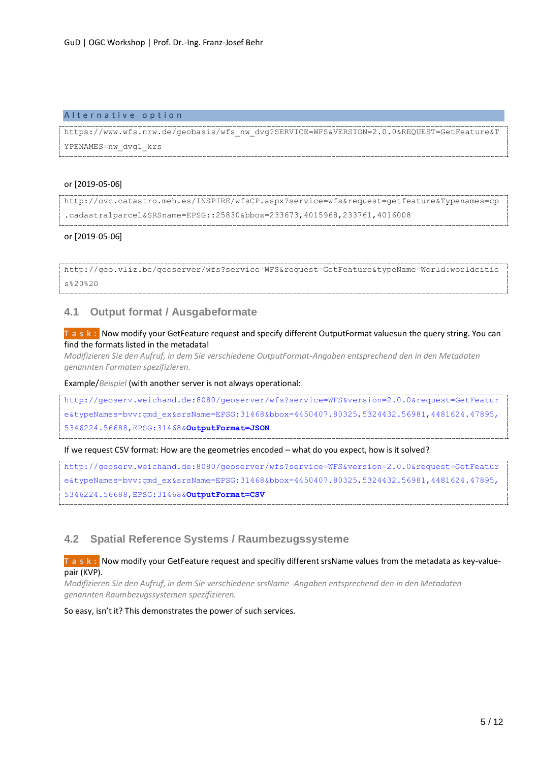**Alternative option**

```
https://www.wfs.nrw.de/geobasis/wfs_nw_dvg?SERVICE=WFS&VERSION=2.0.0&REQUEST=GetFeature&TYPENAMES=nw_dvg1_krs
```

or [2019-05-06]

```
http://ovc.catastro.meh.es/INSPIRE/wfsCP.aspx?service=wfs&request=getfeature&Typenames=cp.cadastralparcel&SRSname=EPSG::25830&bbox=233673,4015968,233761,4016008
```

or [2019-05-06]

```
http://geo.vliz.be/geoserver/wfs?service=WFS&request=GetFeature&typeName=World:worldcities%20%20
```

## 4.1 Output format / Ausgabeformate

**Task:** Now modify your GetFeature request and specify different OutputFormat valuesun the query string. You can find the formats listed in the metadata!
*Modifizieren Sie den Aufruf, in dem Sie verschiedene OutputFormat-Angaben entsprechend den in den Metadaten genannten Formaten spezifizieren.*

Example/*Beispiel* (with another server is not always operational:

```
http://geoserv.weichand.de:8080/geoserver/wfs?service=WFS&version=2.0.0&request=GetFeature&typeNames=bvv:gmd_ex&srsName=EPSG:31468&bbox=4450407.80325,5324432.56981,4481624.47895,5346224.56688,EPSG:31468&OutputFormat=JSON
```

If we request CSV format: How are the geometries encoded – what do you expect, how is it solved?

```
http://geoserv.weichand.de:8080/geoserver/wfs?service=WFS&version=2.0.0&request=GetFeature&typeNames=bvv:gmd_ex&srsName=EPSG:31468&bbox=4450407.80325,5324432.56981,4481624.47895,5346224.56688,EPSG:31468&OutputFormat=CSV
```

## 4.2 Spatial Reference Systems / Raumbezugssysteme

**Task:** Now modify your GetFeature request and specifiy different srsName values from the metadata as key-value-pair (KVP).
*Modifizieren Sie den Aufruf, in dem Sie verschiedene srsName -Angaben entsprechend den in den Metadaten genannten Raumbezugssystemen spezifizieren.*

So easy, isn't it? This demonstrates the power of such services.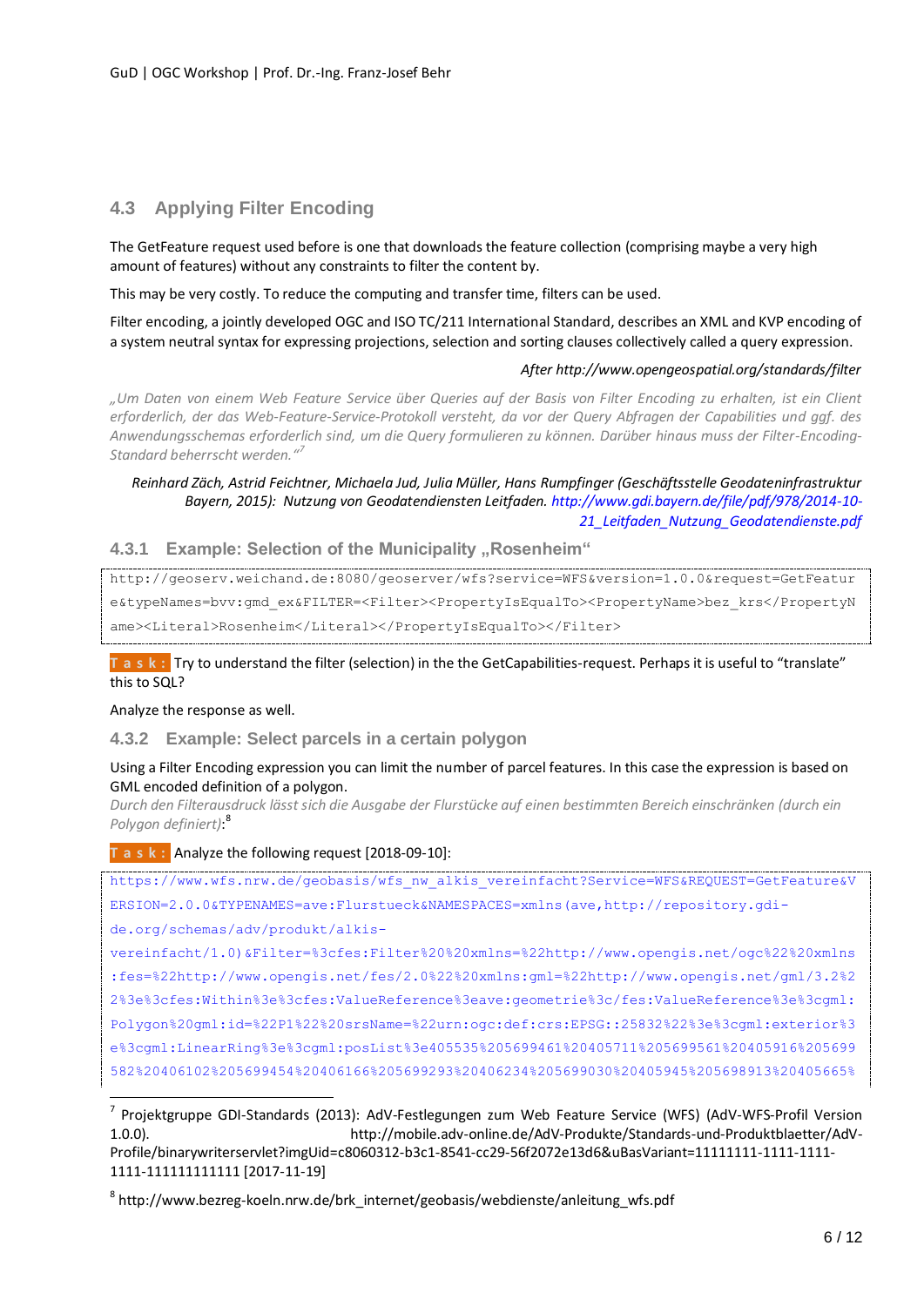## 4.3 Applying Filter Encoding

The GetFeature request used before is one that downloads the feature collection (comprising maybe a very high amount of features) without any constraints to filter the content by.

This may be very costly. To reduce the computing and transfer time, filters can be used.

Filter encoding, a jointly developed OGC and ISO TC/211 International Standard, describes an XML and KVP encoding of a system neutral syntax for expressing projections, selection and sorting clauses collectively called a query expression.

*After http://www.opengeospatial.org/standards/filter*

*„Um Daten von einem Web Feature Service über Queries auf der Basis von Filter Encoding zu erhalten, ist ein Client erforderlich, der das Web-Feature-Service-Protokoll versteht, da vor der Query Abfragen der Capabilities und ggf. des Anwendungsschemas erforderlich sind, um die Query formulieren zu können. Darüber hinaus muss der Filter-Encoding-Standard beherrscht werden."*[7]

*Reinhard Zäch, Astrid Feichtner, Michaela Jud, Julia Müller, Hans Rumpfinger (Geschäftsstelle Geodateninfrastruktur Bayern, 2015): Nutzung von Geodatendiensten Leitfaden.* http://www.gdi.bayern.de/file/pdf/978/2014-10-21_Leitfaden_Nutzung_Geodatendienste.pdf

### 4.3.1 Example: Selection of the Municipality „Rosenheim"

```
http://geoserv.weichand.de:8080/geoserver/wfs?service=WFS&version=1.0.0&request=GetFeature&typeNames=bvv:gmd_ex&FILTER=<Filter><PropertyIsEqualTo><PropertyName>bez_krs</PropertyName><Literal>Rosenheim</Literal></PropertyIsEqualTo></Filter>
```

**Task:** Try to understand the filter (selection) in the the GetCapabilities-request. Perhaps it is useful to "translate" this to SQL?

Analyze the response as well.

### 4.3.2 Example: Select parcels in a certain polygon

Using a Filter Encoding expression you can limit the number of parcel features. In this case the expression is based on GML encoded definition of a polygon.
*Durch den Filterausdruck lässt sich die Ausgabe der Flurstücke auf einen bestimmten Bereich einschränken (durch ein Polygon definiert)*:[8]

**Task:** Analyze the following request [2018-09-10]:

```
https://www.wfs.nrw.de/geobasis/wfs_nw_alkis_vereinfacht?Service=WFS&REQUEST=GetFeature&VERSION=2.0.0&TYPENAMES=ave:Flurstueck&NAMESPACES=xmlns(ave,http://repository.gdi-de.org/schemas/adv/produkt/alkis-vereinfacht/1.0)&Filter=%3cfes:Filter%20%20xmlns=%22http://www.opengis.net/ogc%22%20xmlns:fes=%22http://www.opengis.net/fes/2.0%22%20xmlns:gml=%22http://www.opengis.net/gml/3.2%22%3e%3cfes:Within%3e%3cfes:ValueReference%3eave:geometrie%3c/fes:ValueReference%3e%3cgml:Polygon%20gml:id=%22P1%22%20srsName=%22urn:ogc:def:crs:EPSG::25832%22%3e%3cgml:exterior%3e%3cgml:LinearRing%3e%3cgml:posList%3e405535%205699461%20405711%205699561%20405916%205699582%20406102%205699454%20406166%205699293%20406234%205699030%20405945%205698913%20405665%
```

---

[7] Projektgruppe GDI-Standards (2013): AdV-Festlegungen zum Web Feature Service (WFS) (AdV-WFS-Profil Version 1.0.0). http://mobile.adv-online.de/AdV-Produkte/Standards-und-Produktblaetter/AdV-Profile/binarywriterservlet?imgUid=c8060312-b3c1-8541-cc29-56f2072e13d6&uBasVariant=11111111-1111-1111-1111-111111111111 [2017-11-19]

[8] http://www.bezreg-koeln.nrw.de/brk_internet/geobasis/webdienste/anleitung_wfs.pdf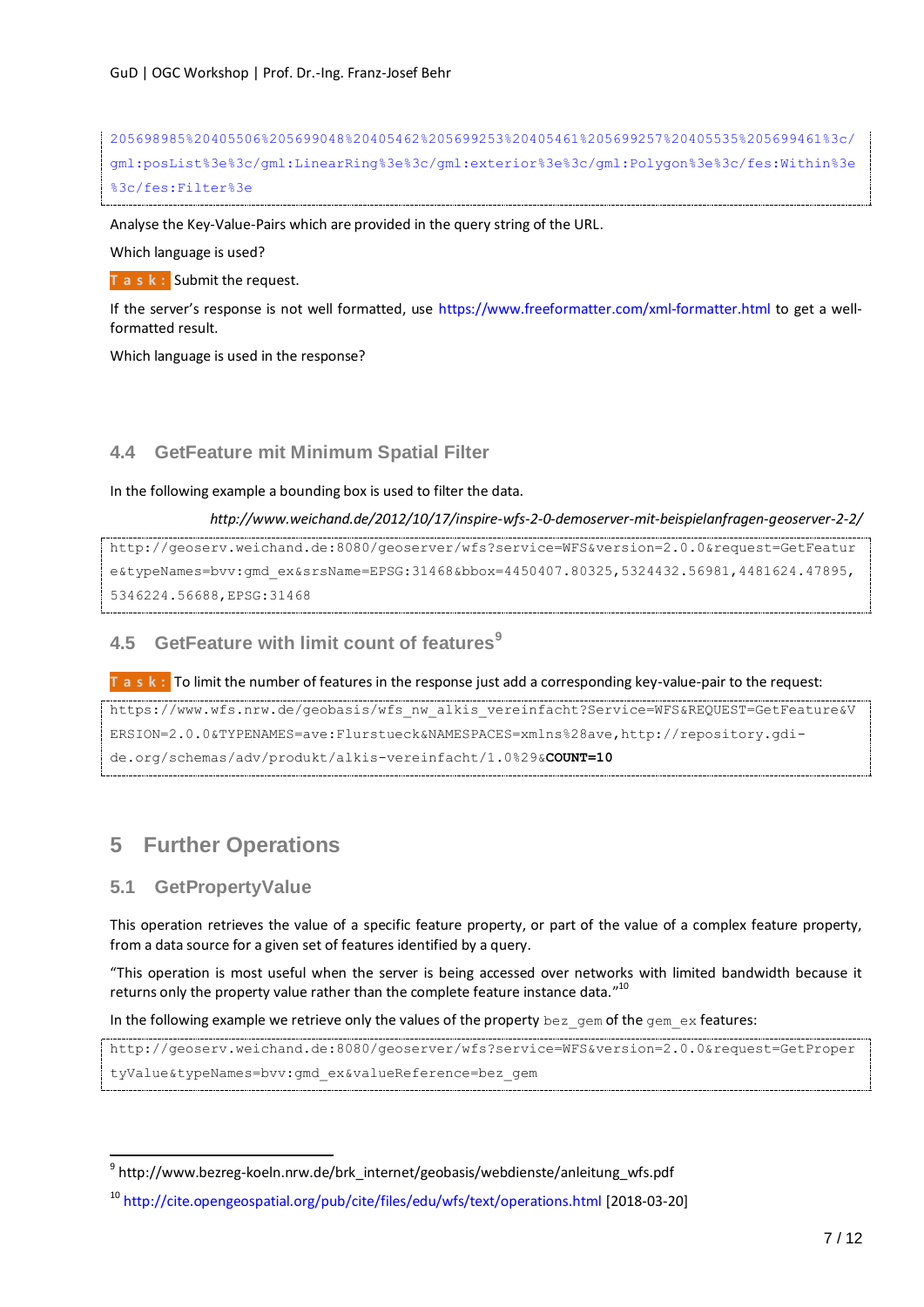```
205698985%20405506%205699048%20405462%205699253%20405461%205699257%20405535%205699461%3c/
gml:posList%3e%3c/gml:LinearRing%3e%3c/gml:exterior%3e%3c/gml:Polygon%3e%3c/fes:Within%3e
%3c/fes:Filter%3e
```

Analyse the Key-Value-Pairs which are provided in the query string of the URL.

Which language is used?

**Task:** Submit the request.

If the server's response is not well formatted, use https://www.freeformatter.com/xml-formatter.html to get a well-formatted result.

Which language is used in the response?

### 4.4 GetFeature mit Minimum Spatial Filter

In the following example a bounding box is used to filter the data.

*http://www.weichand.de/2012/10/17/inspire-wfs-2-0-demoserver-mit-beispielanfragen-geoserver-2-2/*

```
http://geoserv.weichand.de:8080/geoserver/wfs?service=WFS&version=2.0.0&request=GetFeatur
e&typeNames=bvv:gmd_ex&srsName=EPSG:31468&bbox=4450407.80325,5324432.56981,4481624.47895,
5346224.56688,EPSG:31468
```

### 4.5 GetFeature with limit count of features[9]

**Task:** To limit the number of features in the response just add a corresponding key-value-pair to the request:

```
https://www.wfs.nrw.de/geobasis/wfs_nw_alkis_vereinfacht?Service=WFS&REQUEST=GetFeature&V
ERSION=2.0.0&TYPENAMES=ave:Flurstueck&NAMESPACES=xmlns%28ave,http://repository.gdi-
de.org/schemas/adv/produkt/alkis-vereinfacht/1.0%29&COUNT=10
```

## 5 Further Operations

### 5.1 GetPropertyValue

This operation retrieves the value of a specific feature property, or part of the value of a complex feature property, from a data source for a given set of features identified by a query.

"This operation is most useful when the server is being accessed over networks with limited bandwidth because it returns only the property value rather than the complete feature instance data."[10]

In the following example we retrieve only the values of the property `bez_gem` of the `gem_ex` features:

```
http://geoserv.weichand.de:8080/geoserver/wfs?service=WFS&version=2.0.0&request=GetProper
tyValue&typeNames=bvv:gmd_ex&valueReference=bez_gem
```

---

[9] http://www.bezreg-koeln.nrw.de/brk_internet/geobasis/webdienste/anleitung_wfs.pdf

[10] http://cite.opengeospatial.org/pub/cite/files/edu/wfs/text/operations.html [2018-03-20]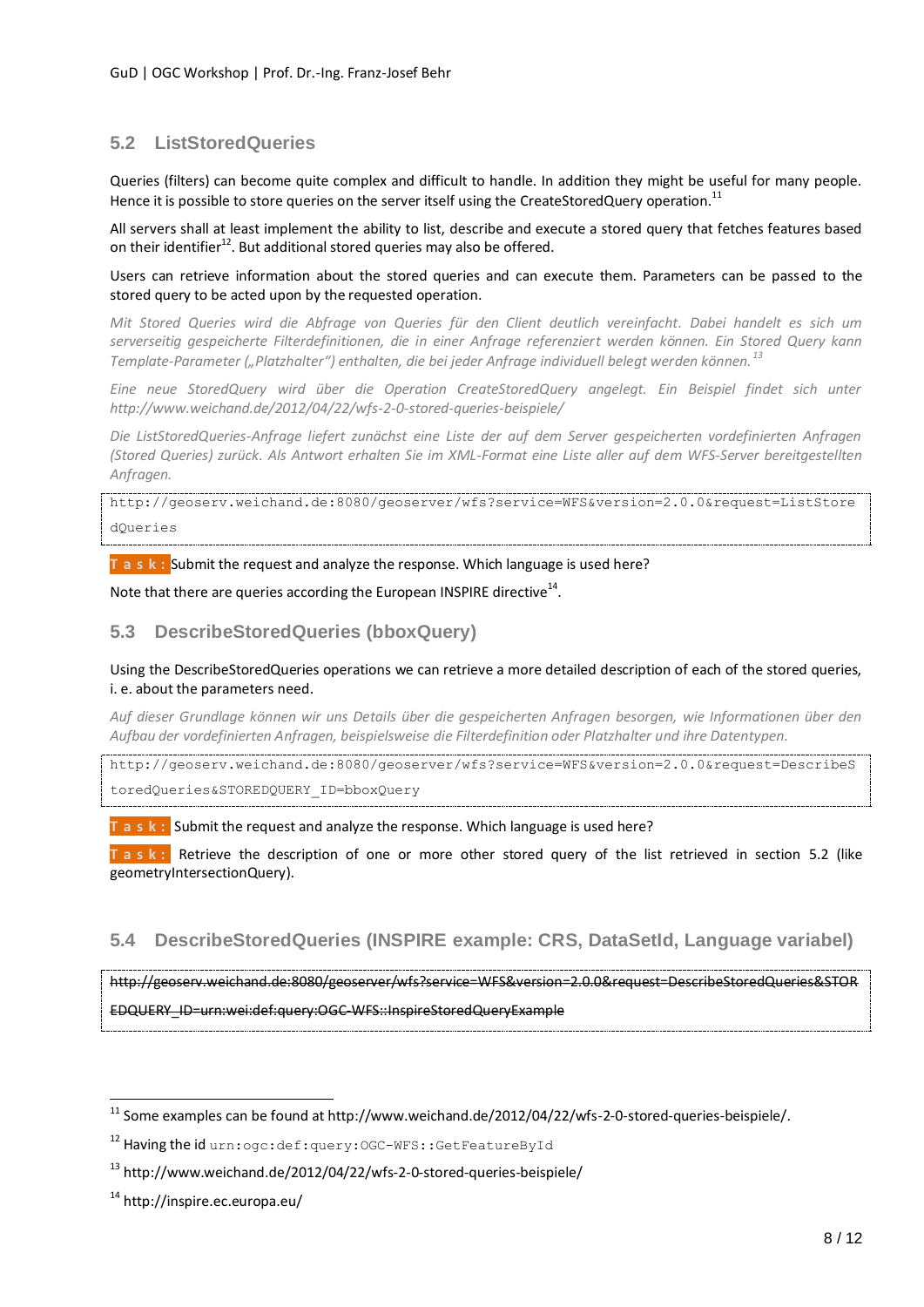## 5.2 ListStoredQueries

Queries (filters) can become quite complex and difficult to handle. In addition they might be useful for many people. Hence it is possible to store queries on the server itself using the CreateStoredQuery operation.[11]

All servers shall at least implement the ability to list, describe and execute a stored query that fetches features based on their identifier[12]. But additional stored queries may also be offered.

Users can retrieve information about the stored queries and can execute them. Parameters can be passed to the stored query to be acted upon by the requested operation.

*Mit Stored Queries wird die Abfrage von Queries für den Client deutlich vereinfacht. Dabei handelt es sich um serverseitig gespeicherte Filterdefinitionen, die in einer Anfrage referenziert werden können. Ein Stored Query kann Template-Parameter („Platzhalter") enthalten, die bei jeder Anfrage individuell belegt werden können.*[13]

*Eine neue StoredQuery wird über die Operation CreateStoredQuery angelegt. Ein Beispiel findet sich unter http://www.weichand.de/2012/04/22/wfs-2-0-stored-queries-beispiele/*

*Die ListStoredQueries-Anfrage liefert zunächst eine Liste der auf dem Server gespeicherten vordefinierten Anfragen (Stored Queries) zurück. Als Antwort erhalten Sie im XML-Format eine Liste aller auf dem WFS-Server bereitgestellten Anfragen.*

```
http://geoserv.weichand.de:8080/geoserver/wfs?service=WFS&version=2.0.0&request=ListStoredQueries
```

**Task:** Submit the request and analyze the response. Which language is used here?

Note that there are queries according the European INSPIRE directive[14].

## 5.3 DescribeStoredQueries (bboxQuery)

Using the DescribeStoredQueries operations we can retrieve a more detailed description of each of the stored queries, i. e. about the parameters need.

*Auf dieser Grundlage können wir uns Details über die gespeicherten Anfragen besorgen, wie Informationen über den Aufbau der vordefinierten Anfragen, beispielsweise die Filterdefinition oder Platzhalter und ihre Datentypen.*

```
http://geoserv.weichand.de:8080/geoserver/wfs?service=WFS&version=2.0.0&request=DescribeStoredQueries&STOREDQUERY_ID=bboxQuery
```

**Task:** Submit the request and analyze the response. Which language is used here?

**Task:** Retrieve the description of one or more other stored query of the list retrieved in section 5.2 (like geometryIntersectionQuery).

## 5.4 DescribeStoredQueries (INSPIRE example: CRS, DataSetId, Language variabel)

~~http://geoserv.weichand.de:8080/geoserver/wfs?service=WFS&version=2.0.0&request=DescribeStoredQueries&STOREDQUERY_ID=urn:wei:def:query:OGC-WFS::InspireStoredQueryExample~~

---

[11] Some examples can be found at http://www.weichand.de/2012/04/22/wfs-2-0-stored-queries-beispiele/.

[12] Having the id `urn:ogc:def:query:OGC-WFS::GetFeatureById`

[13] http://www.weichand.de/2012/04/22/wfs-2-0-stored-queries-beispiele/

[14] http://inspire.ec.europa.eu/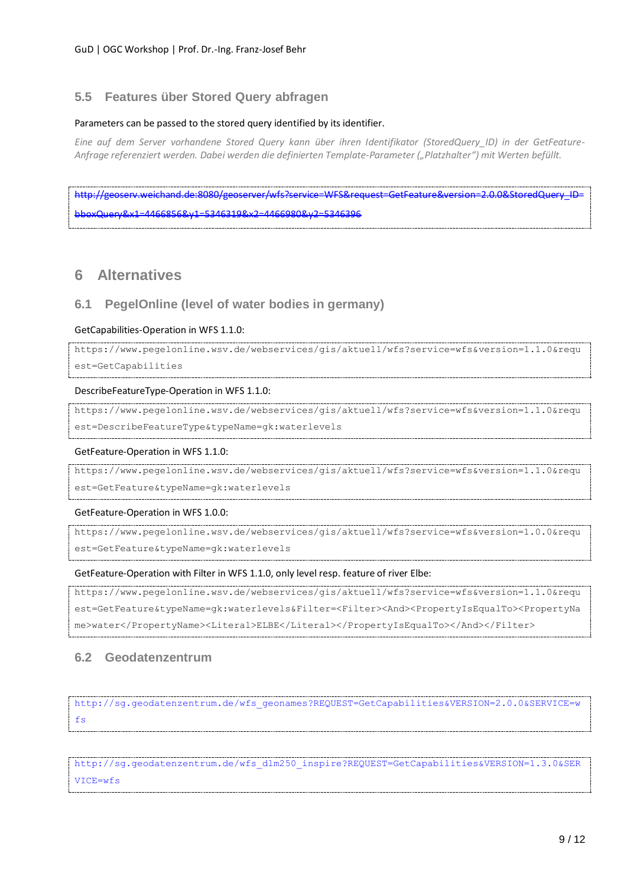## 5.5 Features über Stored Query abfragen

Parameters can be passed to the stored query identified by its identifier.

*Eine auf dem Server vorhandene Stored Query kann über ihren Identifikator (StoredQuery_ID) in der GetFeature-Anfrage referenziert werden. Dabei werden die definierten Template-Parameter („Platzhalter") mit Werten befüllt.*

```
http://geoserv.weichand.de:8080/geoserver/wfs?service=WFS&request=GetFeature&version=2.0.0&StoredQuery_ID=bboxQuery&x1=4466856&y1=5346319&x2=4466980&y2=5346396
```

# 6 Alternatives

## 6.1 PegelOnline (level of water bodies in germany)

GetCapabilities-Operation in WFS 1.1.0:

```
https://www.pegelonline.wsv.de/webservices/gis/aktuell/wfs?service=wfs&version=1.1.0&request=GetCapabilities
```

DescribeFeatureType-Operation in WFS 1.1.0:

```
https://www.pegelonline.wsv.de/webservices/gis/aktuell/wfs?service=wfs&version=1.1.0&request=DescribeFeatureType&typeName=gk:waterlevels
```

GetFeature-Operation in WFS 1.1.0:

```
https://www.pegelonline.wsv.de/webservices/gis/aktuell/wfs?service=wfs&version=1.1.0&request=GetFeature&typeName=gk:waterlevels
```

GetFeature-Operation in WFS 1.0.0:

```
https://www.pegelonline.wsv.de/webservices/gis/aktuell/wfs?service=wfs&version=1.0.0&request=GetFeature&typeName=gk:waterlevels
```

GetFeature-Operation with Filter in WFS 1.1.0, only level resp. feature of river Elbe:

```
https://www.pegelonline.wsv.de/webservices/gis/aktuell/wfs?service=wfs&version=1.1.0&request=GetFeature&typeName=gk:waterlevels&Filter=<Filter><And><PropertyIsEqualTo><PropertyName>water</PropertyName><Literal>ELBE</Literal></PropertyIsEqualTo></And></Filter>
```

## 6.2 Geodatenzentrum

```
http://sg.geodatenzentrum.de/wfs_geonames?REQUEST=GetCapabilities&VERSION=2.0.0&SERVICE=wfs
```

```
http://sg.geodatenzentrum.de/wfs_dlm250_inspire?REQUEST=GetCapabilities&VERSION=1.3.0&SERVICE=wfs
```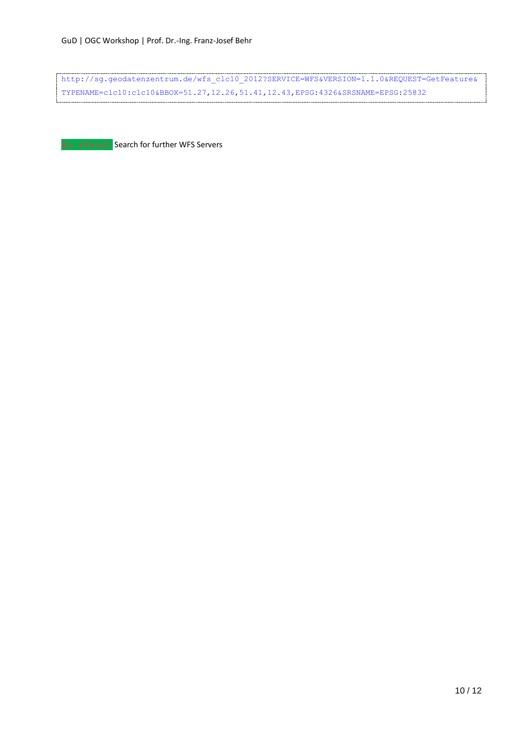```
http://sg.geodatenzentrum.de/wfs_clc10_2012?SERVICE=WFS&VERSION=1.1.0&REQUEST=GetFeature&
TYPENAME=clc10:clc10&BBOX=51.27,12.26,51.41,12.43,EPSG:4326&SRSNAME=EPSG:25832
```

Go ahead: Search for further WFS Servers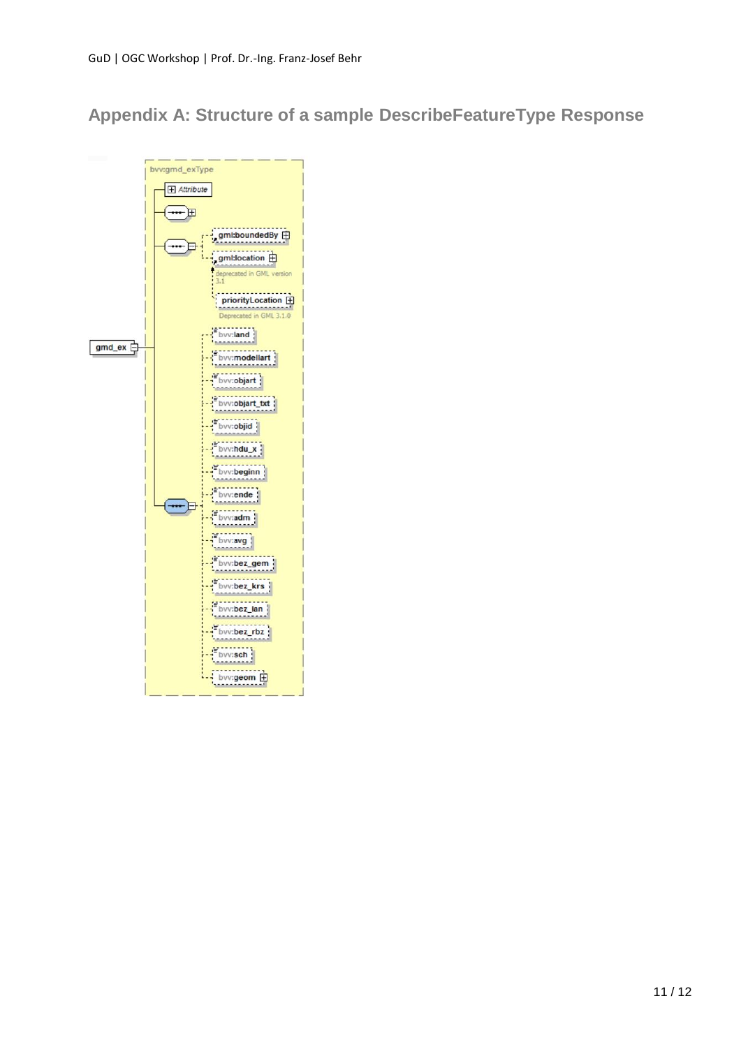## Appendix A: Structure of a sample DescribeFeatureType Response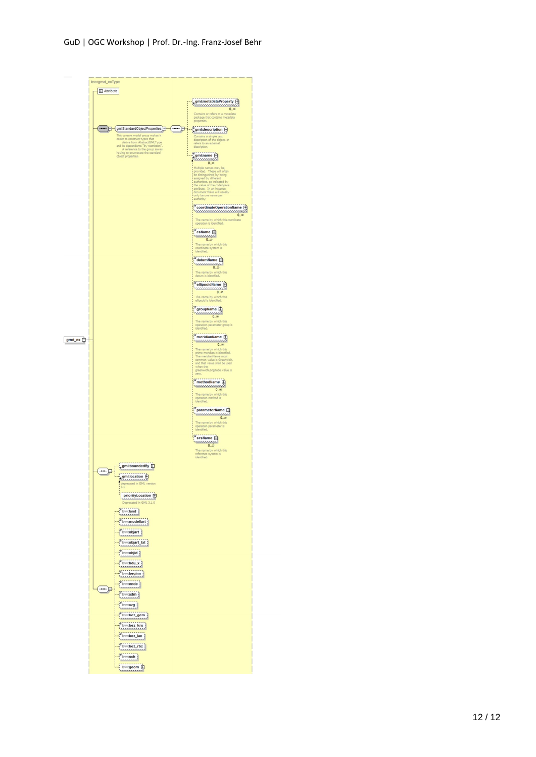bvv:gmd_exType

Attribute

gml:metaDataProperty
0..∞
Contains or refers to a metadata package that contains metadata properties.

gml:StandardObjectProperties
This content model group makes it easier to construct types that derive from AbstractGMLType and its descendants "by restriction". A reference to the group saves having to enumerate the standard object properties.

gml:description
Contains a simple text description of the object, or refers to an external description.

gml:name
0..∞
Multiple names may be provided. These will often be distinguished by being assigned by different authorities, as indicated by the value of the codeSpace attribute. In an instance document there will usually only be one name per authority.

coordinateOperationName
0..∞
The name by which this coordinate operation is identified.

csName
0..∞
The name by which this coordinate system is identified.

datumName
0..∞
The name by which this datum is identified.

ellipsoidName
0..∞
The name by which this ellipsoid is identified.

groupName
0..∞
The name by which this operation parameter group is identified.

meridianName
0..∞
The name by which this prime meridian is identified. The meridianName most common value is Greenwich, and that value shall be used when the greenwichLongitude value is zero.

methodName
0..∞
The name by which this operation method is identified.

parameterName
0..∞
The name by which this operation parameter is identified.

srsName
0..∞
The name by which this reference system is identified.

gmd_ex

gml:boundedBy

gml:location
deprecated in GML version 3.1

priorityLocation
Deprecated in GML 3.1.0

bvv:land

bvv:modellart

bvv:objart

bvv:objart_txt

bvv:objid

bvv:hdu_x

bvv:beginn

bvv:ende

bvv:adm

bvv:avg

bvv:bez_gem

bvv:bez_krs

bvv:bez_lan

bvv:bez_rbz

bvv:sch

bvv:geom